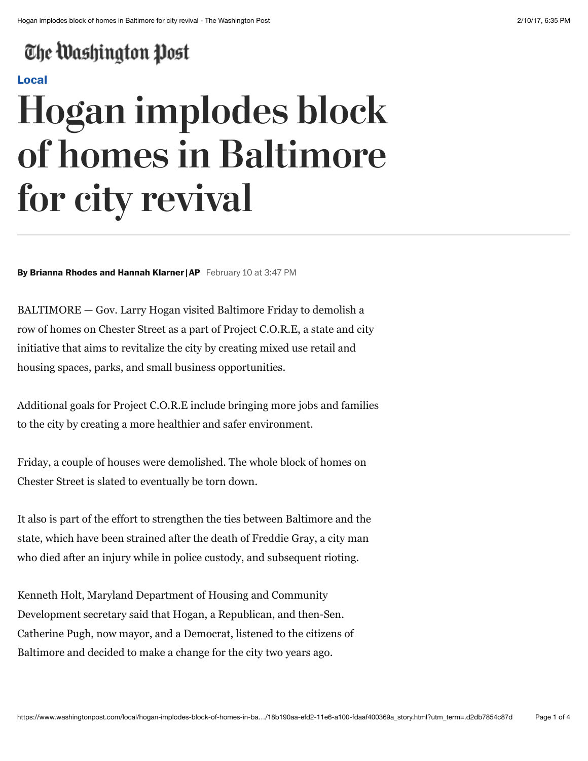The Washington Post

Local

# Hogan implodes block of homes in Baltimore for city revival

**By Brianna Rhodes and Hannah Klarner | AP** February 10 at 3:47 PM

BALTIMORE — Gov. Larry Hogan visited Baltimore Friday to demolish a row of homes on Chester Street as a part of Project C.O.R.E, a state and city initiative that aims to revitalize the city by creating mixed use retail and housing spaces, parks, and small business opportunities.

Additional goals for Project C.O.R.E include bringing more jobs and families to the city by creating a more healthier and safer environment.

Friday, a couple of houses were demolished. The whole block of homes on Chester Street is slated to eventually be torn down.

It also is part of the effort to strengthen the ties between Baltimore and the state, which have been strained after the death of Freddie Gray, a city man who died after an injury while in police custody, and subsequent rioting.

Kenneth Holt, Maryland Department of Housing and Community Development secretary said that Hogan, a Republican, and then-Sen. Catherine Pugh, now mayor, and a Democrat, listened to the citizens of Baltimore and decided to make a change for the city two years ago.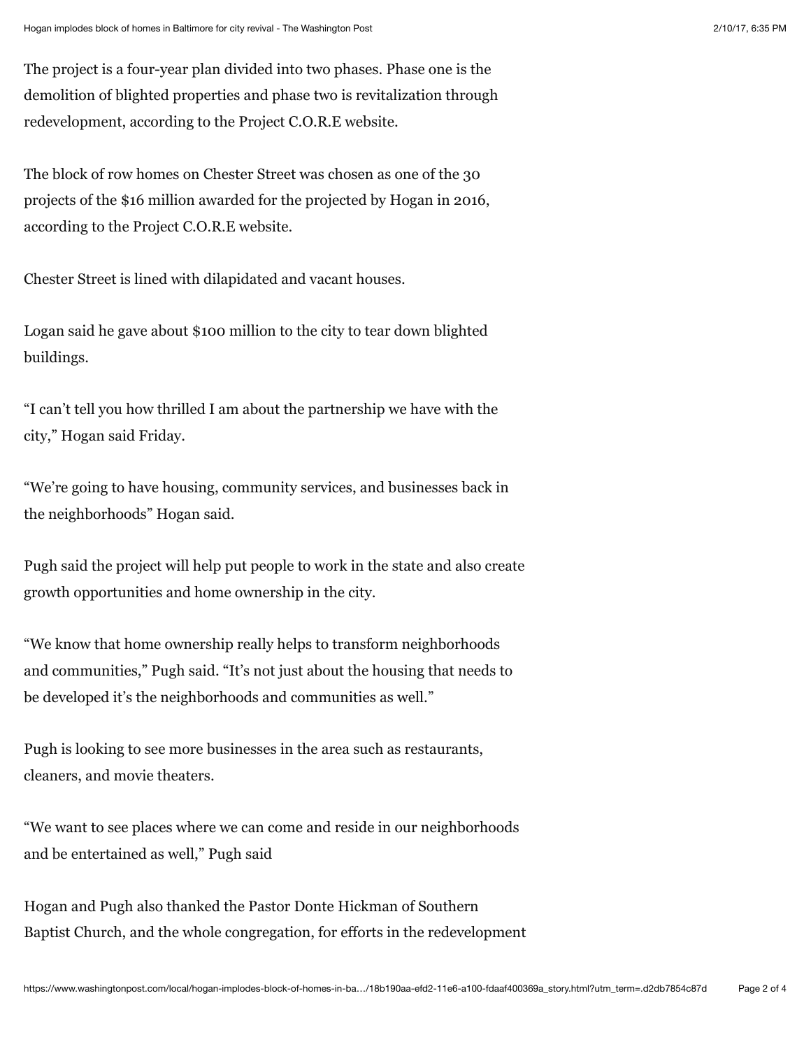The project is a four-year plan divided into two phases. Phase one is the demolition of blighted properties and phase two is revitalization through redevelopment, according to the Project C.O.R.E website.

The block of row homes on Chester Street was chosen as one of the 30 projects of the $16 million awarded for the projected by Hogan in 2016, according to the Project C.O.R.E website.

Chester Street is lined with dilapidated and vacant houses.

Logan said he gave about $100 million to the city to tear down blighted buildings.

"I can't tell you how thrilled I am about the partnership we have with the city," Hogan said Friday.

"We're going to have housing, community services, and businesses back in the neighborhoods" Hogan said.

Pugh said the project will help put people to work in the state and also create growth opportunities and home ownership in the city.

"We know that home ownership really helps to transform neighborhoods and communities," Pugh said. "It's not just about the housing that needs to be developed it's the neighborhoods and communities as well."

Pugh is looking to see more businesses in the area such as restaurants, cleaners, and movie theaters.

"We want to see places where we can come and reside in our neighborhoods and be entertained as well," Pugh said

Hogan and Pugh also thanked the Pastor Donte Hickman of Southern Baptist Church, and the whole congregation, for efforts in the redevelopment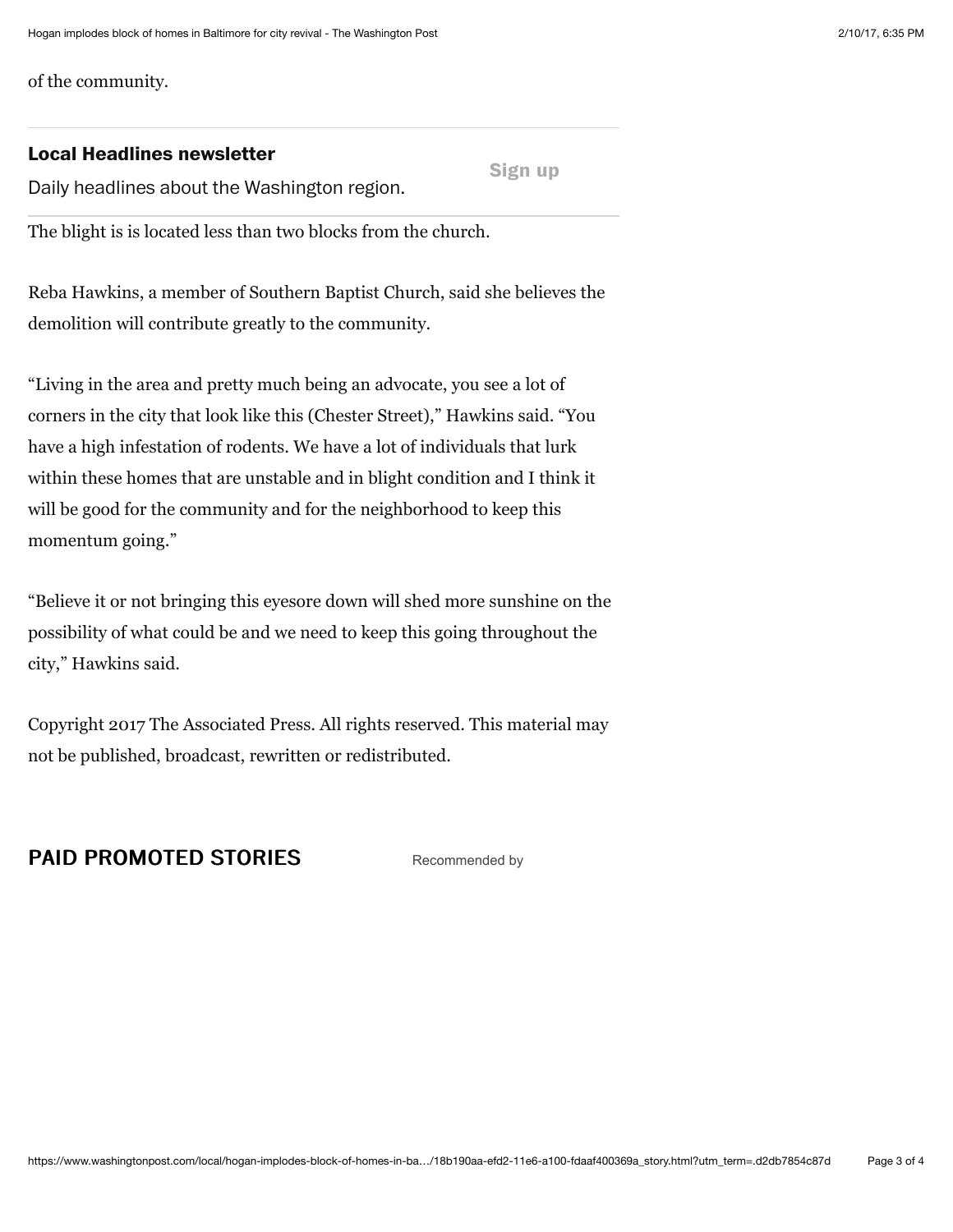of the community.

**Local Headlines newsletter**

Daily headlines about the Washington region.

Sign up

The blight is is located less than two blocks from the church.

Reba Hawkins, a member of Southern Baptist Church, said she believes the demolition will contribute greatly to the community.

"Living in the area and pretty much being an advocate, you see a lot of corners in the city that look like this (Chester Street)," Hawkins said. "You have a high infestation of rodents. We have a lot of individuals that lurk within these homes that are unstable and in blight condition and I think it will be good for the community and for the neighborhood to keep this momentum going."

"Believe it or not bringing this eyesore down will shed more sunshine on the possibility of what could be and we need to keep this going throughout the city," Hawkins said.

Copyright 2017 The Associated Press. All rights reserved. This material may not be published, broadcast, rewritten or redistributed.

**PAID PROMOTED STORIES**

Recommended by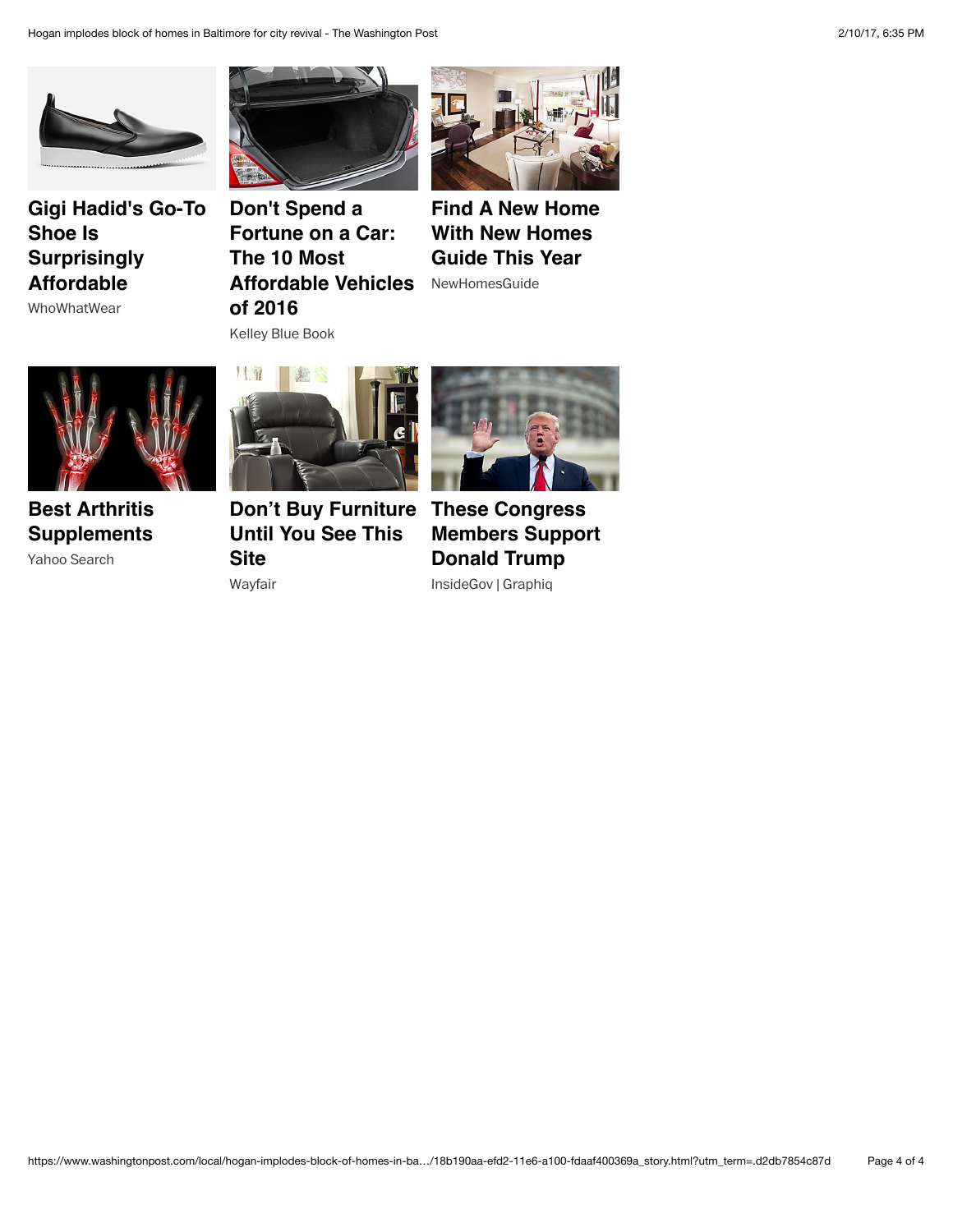**Gigi Hadid's Go-To Shoe Is Surprisingly Affordable**

WhoWhatWear

**Don't Spend a Fortune on a Car: The 10 Most Affordable Vehicles of 2016**

Kelley Blue Book

**Find A New Home With New Homes Guide This Year**

NewHomesGuide

**Best Arthritis Supplements**

Yahoo Search

**Don't Buy Furniture Until You See This Site**

Wayfair

**These Congress Members Support Donald Trump**

InsideGov | Graphiq